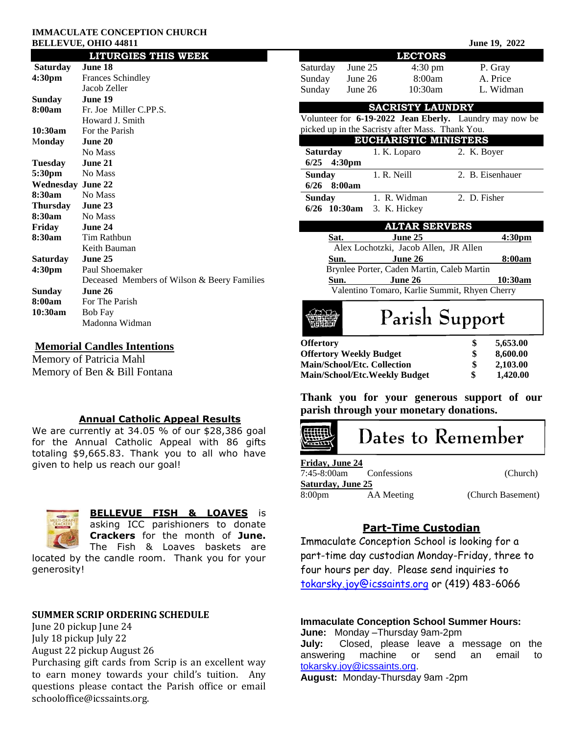**IMMACULATE CONCEPTION CHURCH**
**BELLEVUE, OHIO 44811**

**June 19, 2022**

## LITURGIES THIS WEEK

| | |
|---|---|
| **Saturday** | **June 18** |
| **4:30pm** | Frances Schindley |
| | Jacob Zeller |
| **Sunday** | **June 19** |
| **8:00am** | Fr. Joe Miller C.PP.S. |
| | Howard J. Smith |
| **10:30am** | For the Parish |
| **Monday** | **June 20** |
| | No Mass |
| **Tuesday** | **June 21** |
| **5:30pm** | No Mass |
| **Wednesday** | **June 22** |
| **8:30am** | No Mass |
| **Thursday** | **June 23** |
| **8:30am** | No Mass |
| **Friday** | **June 24** |
| **8:30am** | Tim Rathbun |
| | Keith Bauman |
| **Saturday** | **June 25** |
| **4:30pm** | Paul Shoemaker |
| | Deceased Members of Wilson & Beery Families |
| **Sunday** | **June 26** |
| **8:00am** | For The Parish |
| **10:30am** | Bob Fay |
| | Madonna Widman |

## Memorial Candles Intentions

Memory of Patricia Mahl
Memory of Ben & Bill Fontana

## Annual Catholic Appeal Results

We are currently at 34.05 % of our $28,386 goal for the Annual Catholic Appeal with 86 gifts totaling $9,665.83. Thank you to all who have given to help us reach our goal!

**BELLEVUE FISH & LOAVES** is asking ICC parishioners to donate **Crackers** for the month of **June.** The Fish & Loaves baskets are located by the candle room. Thank you for your generosity!

### SUMMER SCRIP ORDERING SCHEDULE

June 20 pickup June 24
July 18 pickup July 22
August 22 pickup August 26
Purchasing gift cards from Scrip is an excellent way to earn money towards your child's tuition. Any questions please contact the Parish office or email schooloffice@icssaints.org.

## LECTORS

| | | | |
|---|---|---|---|
| Saturday | June 25 | 4:30 pm | P. Gray |
| Sunday | June 26 | 8:00am | A. Price |
| Sunday | June 26 | 10:30am | L. Widman |

## SACRISTY LAUNDRY

Volunteer for **6-19-2022 Jean Eberly.** Laundry may now be picked up in the Sacristy after Mass. Thank You.

## EUCHARISTIC MINISTERS

| | | |
|---|---|---|
| **Saturday 6/25 4:30pm** | 1. K. Loparo | 2. K. Boyer |
| **Sunday 6/26 8:00am** | 1. R. Neill | 2. B. Eisenhauer |
| **Sunday 6/26 10:30am** | 1. R. Widman<br>3. K. Hickey | 2. D. Fisher |

## ALTAR SERVERS

**Sat. June 25 4:30pm**
Alex Lochotzki, Jacob Allen, JR Allen

**Sun. June 26 8:00am**
Brynlee Porter, Caden Martin, Caleb Martin

**Sun. June 26 10:30am**
Valentino Tomaro, Karlie Summit, Rhyen Cherry

## Parish Support

| | | |
|---|---|---|
| **Offertory** | **$** | **5,653.00** |
| **Offertory Weekly Budget** | **$** | **8,600.00** |
| **Main/School/Etc. Collection** | **$** | **2,103.00** |
| **Main/School/Etc.Weekly Budget** | **$** | **1,420.00** |

**Thank you for your generous support of our parish through your monetary donations.**

## Dates to Remember

**Friday, June 24**
7:45-8:00am Confessions (Church)

**Saturday, June 25**
8:00pm AA Meeting (Church Basement)

## Part-Time Custodian

Immaculate Conception School is looking for a part-time day custodian Monday-Friday, three to four hours per day. Please send inquiries to tokarsky.joy@icssaints.org or (419) 483-6066

**Immaculate Conception School Summer Hours:**
**June:** Monday –Thursday 9am-2pm
**July:** Closed, please leave a message on the answering machine or send an email to tokarsky.joy@icssaints.org.
**August:** Monday-Thursday 9am -2pm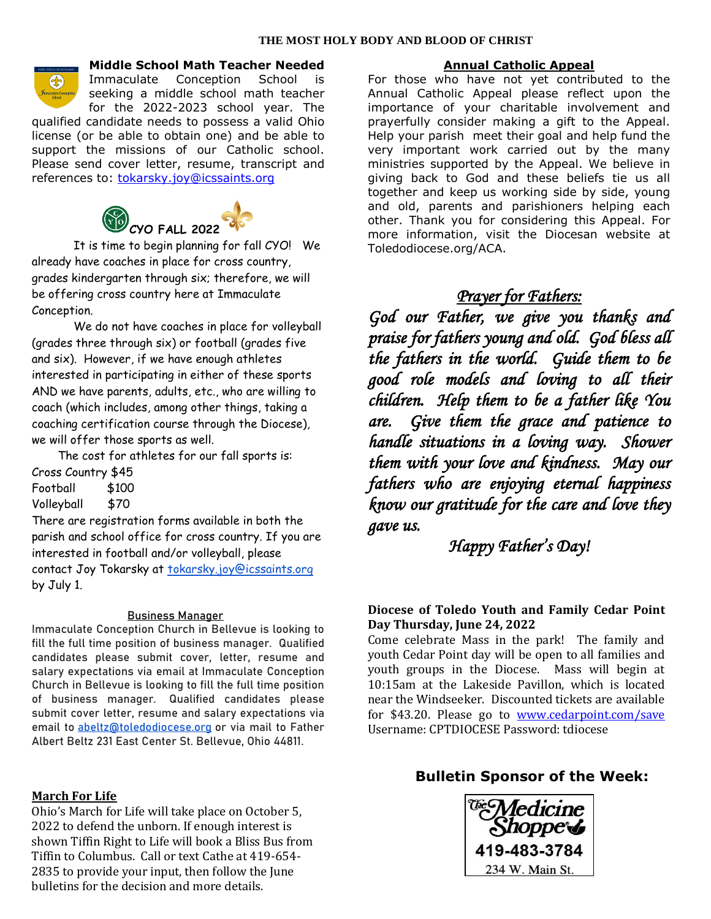## Middle School Math Teacher Needed

Immaculate Conception School is seeking a middle school math teacher for the 2022-2023 school year. The qualified candidate needs to possess a valid Ohio license (or be able to obtain one) and be able to support the missions of our Catholic school. Please send cover letter, resume, transcript and references to: tokarsky.joy@icssaints.org

## CYO FALL 2022

It is time to begin planning for fall CYO! We already have coaches in place for cross country, grades kindergarten through six; therefore, we will be offering cross country here at Immaculate Conception.

We do not have coaches in place for volleyball (grades three through six) or football (grades five and six). However, if we have enough athletes interested in participating in either of these sports AND we have parents, adults, etc., who are willing to coach (which includes, among other things, taking a coaching certification course through the Diocese), we will offer those sports as well.

The cost for athletes for our fall sports is:

Cross Country $45
Football $100
Volleyball $70

There are registration forms available in both the parish and school office for cross country. If you are interested in football and/or volleyball, please contact Joy Tokarsky at tokarsky.joy@icssaints.org by July 1.

## Business Manager

Immaculate Conception Church in Bellevue is looking to fill the full time position of business manager. Qualified candidates please submit cover, letter, resume and salary expectations via email at Immaculate Conception Church in Bellevue is looking to fill the full time position of business manager. Qualified candidates please submit cover letter, resume and salary expectations via email to abeltz@toledodiocese.org or via mail to Father Albert Beltz 231 East Center St. Bellevue, Ohio 44811.

## March For Life

Ohio's March for Life will take place on October 5, 2022 to defend the unborn. If enough interest is shown Tiffin Right to Life will book a Bliss Bus from Tiffin to Columbus. Call or text Cathe at 419-654-2835 to provide your input, then follow the June bulletins for the decision and more details.

## Annual Catholic Appeal

For those who have not yet contributed to the Annual Catholic Appeal please reflect upon the importance of your charitable involvement and prayerfully consider making a gift to the Appeal. Help your parish meet their goal and help fund the very important work carried out by the many ministries supported by the Appeal. We believe in giving back to God and these beliefs tie us all together and keep us working side by side, young and old, parents and parishioners helping each other. Thank you for considering this Appeal. For more information, visit the Diocesan website at Toledodiocese.org/ACA.

## *Prayer for Fathers:*

*God our Father, we give you thanks and praise for fathers young and old. God bless all the fathers in the world. Guide them to be good role models and loving to all their children. Help them to be a father like You are. Give them the grace and patience to handle situations in a loving way. Shower them with your love and kindness. May our fathers who are enjoying eternal happiness know our gratitude for the care and love they gave us.*

*Happy Father's Day!*

## Diocese of Toledo Youth and Family Cedar Point Day Thursday, June 24, 2022

Come celebrate Mass in the park! The family and youth Cedar Point day will be open to all families and youth groups in the Diocese. Mass will begin at 10:15am at the Lakeside Pavillon, which is located near the Windseeker. Discounted tickets are available for $43.20. Please go to www.cedarpoint.com/save Username: CPTDIOCESE Password: tdiocese

## Bulletin Sponsor of the Week:

The Medicine Shoppe
419-483-3784
234 W. Main St.